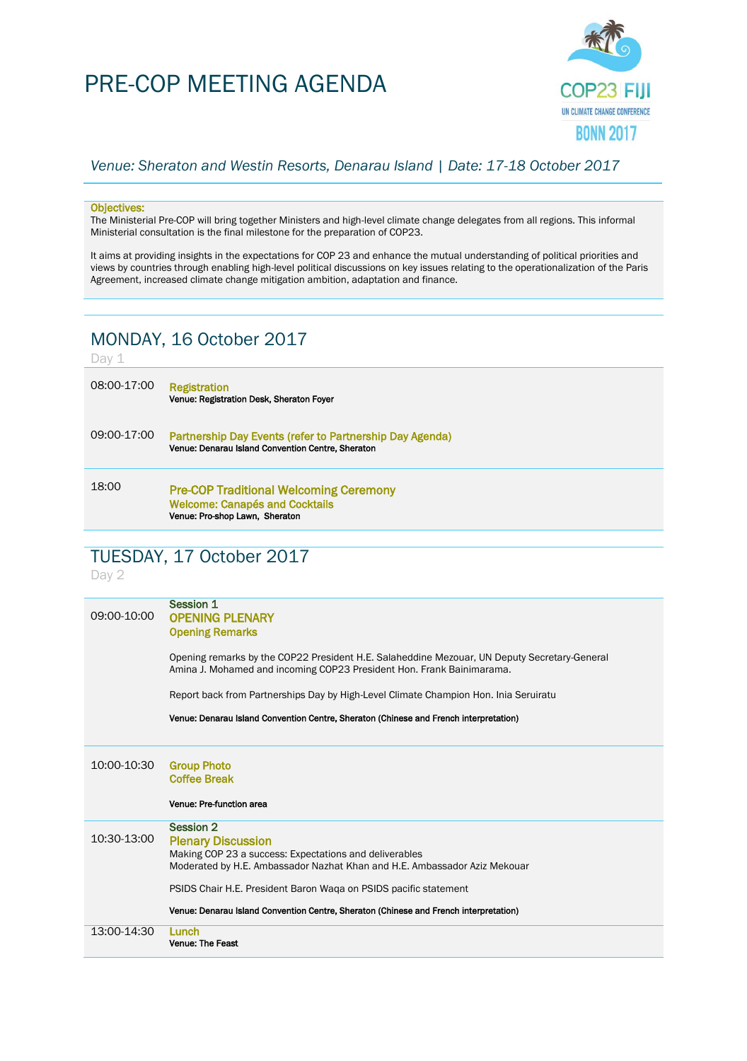# PRE-COP MEETING AGENDA

COP23 FIJI
UN CLIMATE CHANGE CONFERENCE
BONN 2017

*Venue: Sheraton and Westin Resorts, Denarau Island | Date: 17-18 October 2017*

**Objectives:**

The Ministerial Pre-COP will bring together Ministers and high-level climate change delegates from all regions. This informal Ministerial consultation is the final milestone for the preparation of COP23.

It aims at providing insights in the expectations for COP 23 and enhance the mutual understanding of political priorities and views by countries through enabling high-level political discussions on key issues relating to the operationalization of the Paris Agreement, increased climate change mitigation ambition, adaptation and finance.

## MONDAY, 16 October 2017

Day 1

| Time | Event |
|---|---|
| 08:00-17:00 | **Registration**<br>**Venue: Registration Desk, Sheraton Foyer** |
| 09:00-17:00 | **Partnership Day Events (refer to Partnership Day Agenda)**<br>**Venue: Denarau Island Convention Centre, Sheraton** |
| 18:00 | **Pre-COP Traditional Welcoming Ceremony**<br>**Welcome: Canapés and Cocktails**<br>**Venue: Pro-shop Lawn, Sheraton** |

## TUESDAY, 17 October 2017

Day 2

| Time | Event |
|---|---|
| 09:00-10:00 | **Session 1**<br>**OPENING PLENARY**<br>**Opening Remarks**<br><br>Opening remarks by the COP22 President H.E. Salaheddine Mezouar, UN Deputy Secretary-General Amina J. Mohamed and incoming COP23 President Hon. Frank Bainimarama.<br><br>Report back from Partnerships Day by High-Level Climate Champion Hon. Inia Seruiratu<br><br>**Venue: Denarau Island Convention Centre, Sheraton (Chinese and French interpretation)** |
| 10:00-10:30 | **Group Photo**<br>**Coffee Break**<br><br>**Venue: Pre-function area** |
| 10:30-13:00 | **Session 2**<br>**Plenary Discussion**<br>Making COP 23 a success: Expectations and deliverables<br>Moderated by H.E. Ambassador Nazhat Khan and H.E. Ambassador Aziz Mekouar<br><br>PSIDS Chair H.E. President Baron Waqa on PSIDS pacific statement<br><br>**Venue: Denarau Island Convention Centre, Sheraton (Chinese and French interpretation)** |
| 13:00-14:30 | **Lunch**<br>**Venue: The Feast** |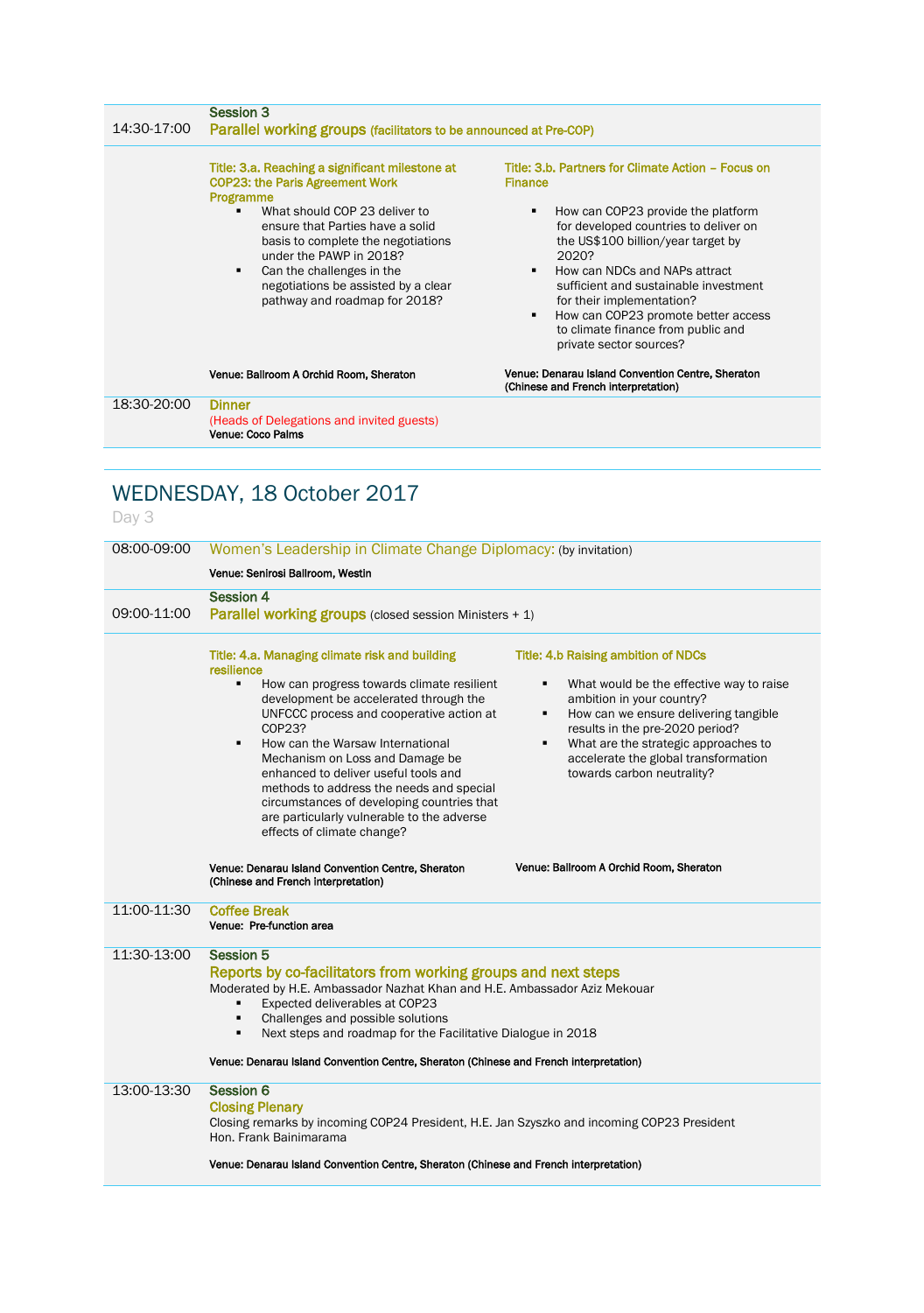**14:30-17:00**

**Session 3**
**Parallel working groups** (facilitators to be announced at Pre-COP)

**Title: 3.a. Reaching a significant milestone at COP23: the Paris Agreement Work Programme**

- What should COP 23 deliver to ensure that Parties have a solid basis to complete the negotiations under the PAWP in 2018?
- Can the challenges in the negotiations be assisted by a clear pathway and roadmap for 2018?

**Venue: Ballroom A Orchid Room, Sheraton**

**Title: 3.b. Partners for Climate Action – Focus on Finance**

- How can COP23 provide the platform for developed countries to deliver on the US$100 billion/year target by 2020?
- How can NDCs and NAPs attract sufficient and sustainable investment for their implementation?
- How can COP23 promote better access to climate finance from public and private sector sources?

**Venue: Denarau Island Convention Centre, Sheraton (Chinese and French interpretation)**

**18:30-20:00**

**Dinner**
(Heads of Delegations and invited guests)
**Venue: Coco Palms**

## WEDNESDAY, 18 October 2017

Day 3

**08:00-09:00**

**Women's Leadership in Climate Change Diplomacy:** (by invitation)

**Venue: Senirosi Ballroom, Westin**

**09:00-11:00**

**Session 4**
**Parallel working groups** (closed session Ministers + 1)

**Title: 4.a. Managing climate risk and building resilience**

- How can progress towards climate resilient development be accelerated through the UNFCCC process and cooperative action at COP23?
- How can the Warsaw International Mechanism on Loss and Damage be enhanced to deliver useful tools and methods to address the needs and special circumstances of developing countries that are particularly vulnerable to the adverse effects of climate change?

**Venue: Denarau Island Convention Centre, Sheraton (Chinese and French interpretation)**

**Title: 4.b Raising ambition of NDCs**

- What would be the effective way to raise ambition in your country?
- How can we ensure delivering tangible results in the pre-2020 period?
- What are the strategic approaches to accelerate the global transformation towards carbon neutrality?

**Venue: Ballroom A Orchid Room, Sheraton**

**11:00-11:30**

**Coffee Break**
**Venue: Pre-function area**

**11:30-13:00**

**Session 5**
**Reports by co-facilitators from working groups and next steps**
Moderated by H.E. Ambassador Nazhat Khan and H.E. Ambassador Aziz Mekouar

- Expected deliverables at COP23
- Challenges and possible solutions
- Next steps and roadmap for the Facilitative Dialogue in 2018

**Venue: Denarau Island Convention Centre, Sheraton (Chinese and French interpretation)**

**13:00-13:30**

**Session 6**
**Closing Plenary**
Closing remarks by incoming COP24 President, H.E. Jan Szyszko and incoming COP23 President Hon. Frank Bainimarama

**Venue: Denarau Island Convention Centre, Sheraton (Chinese and French interpretation)**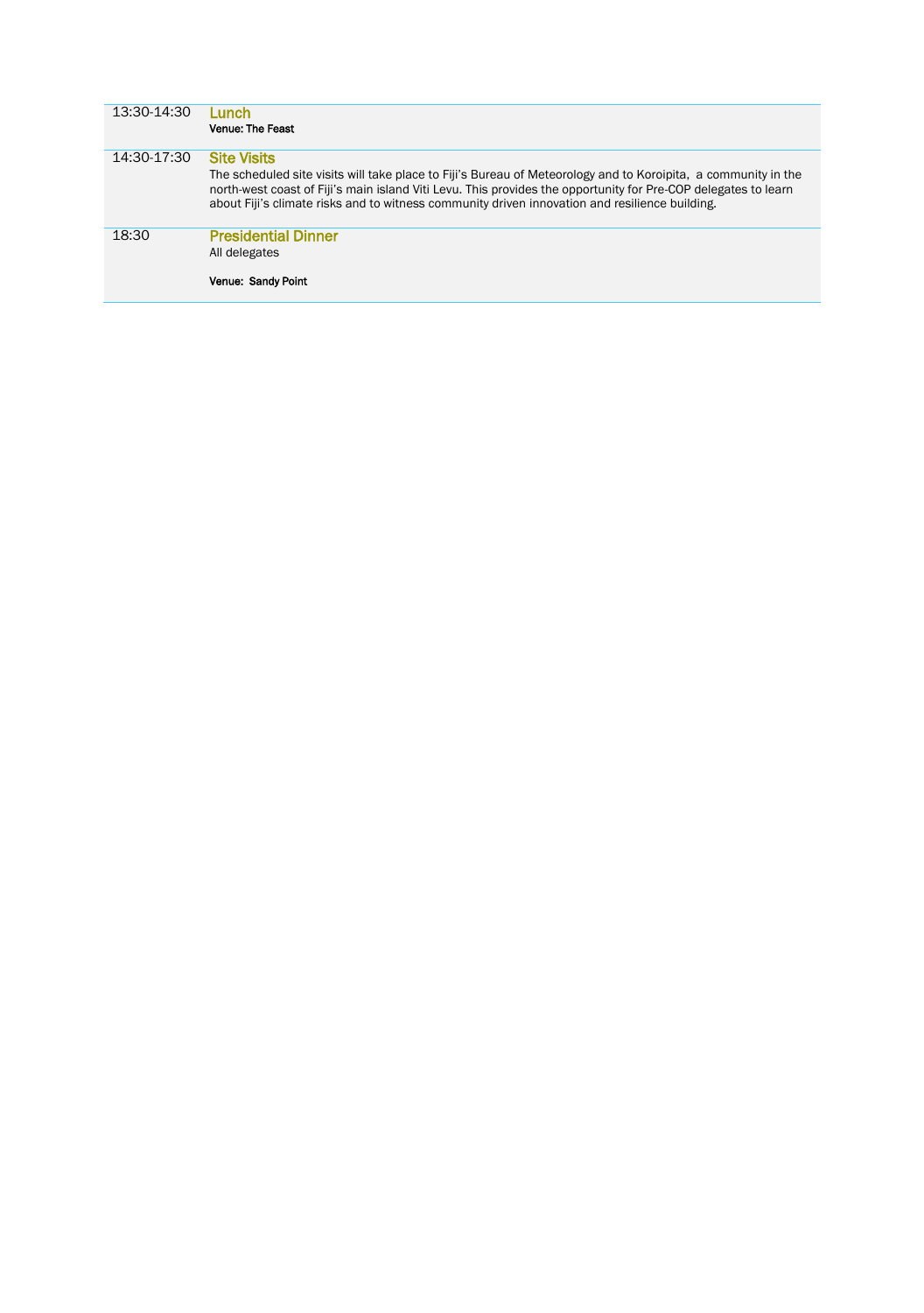| | |
|---|---|
| 13:30-14:30 | **Lunch**<br>**Venue: The Feast** |
| 14:30-17:30 | **Site Visits**<br>The scheduled site visits will take place to Fiji's Bureau of Meteorology and to Koroipita, a community in the north-west coast of Fiji's main island Viti Levu. This provides the opportunity for Pre-COP delegates to learn about Fiji's climate risks and to witness community driven innovation and resilience building. |
| 18:30 | **Presidential Dinner**<br>All delegates<br><br>**Venue: Sandy Point** |